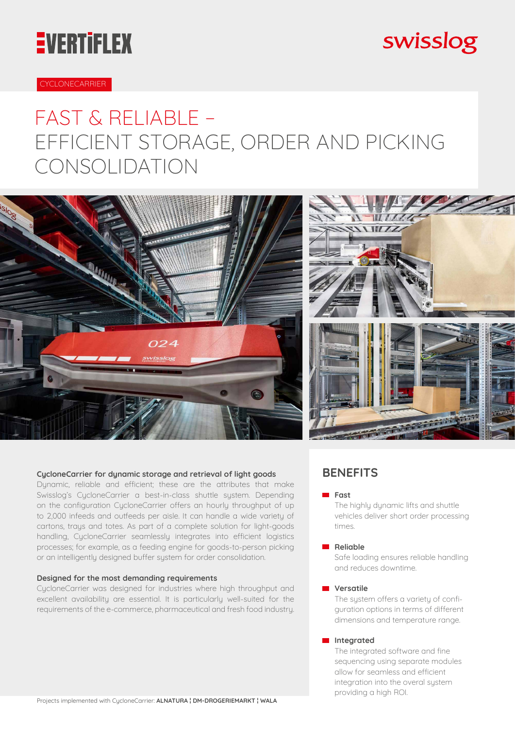VERTIFLEX

swisslog

CYCLONECARRIER

# FAST & RELIABLE – EFFICIENT STORAGE, ORDER AND PICKING CONSOLIDATION

### CycloneCarrier for dynamic storage and retrieval of light goods

Dynamic, reliable and efficient; these are the attributes that make Swisslog's CycloneCarrier a best-in-class shuttle system. Depending on the configuration CycloneCarrier offers an hourly throughput of up to 2,000 infeeds and outfeeds per aisle. It can handle a wide variety of cartons, trays and totes. As part of a complete solution for light-goods handling, CycloneCarrier seamlessly integrates into efficient logistics processes; for example, as a feeding engine for goods-to-person picking or an intelligently designed buffer system for order consolidation.

### Designed for the most demanding requirements

CycloneCarrier was designed for industries where high throughput and excellent availability are essential. It is particularly well-suited for the requirements of the e-commerce, pharmaceutical and fresh food industry.

## BENEFITS

- **Fast**
  The highly dynamic lifts and shuttle vehicles deliver short order processing times.

- **Reliable**
  Safe loading ensures reliable handling and reduces downtime.

- **Versatile**
  The system offers a variety of configuration options in terms of different dimensions and temperature range.

- **Integrated**
  The integrated software and fine sequencing using separate modules allow for seamless and efficient integration into the overal system providing a high ROI.

Projects implemented with CycloneCarrier: **ALNATURA ¦ DM-DROGERIEMARKT ¦ WALA**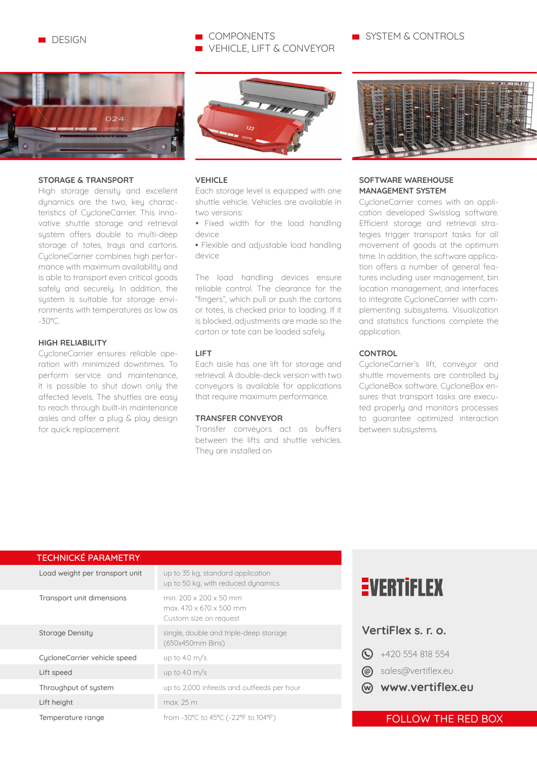DESIGN

COMPONENTS
VEHICLE, LIFT & CONVEYOR

SYSTEM & CONTROLS

### STORAGE & TRANSPORT

High storage density and excellent dynamics are the two, key characteristics of CycloneCarrier. This innovative shuttle storage and retrieval system offers double to multi-deep storage of totes, trays and cartons. CycloneCarrier combines high performance with maximum availability and is able to transport even critical goods safely and securely. In addition, the system is suitable for storage environments with temperatures as low as -30°C.

### HIGH RELIABILITY

CycloneCarrier ensures reliable operation with minimized downtimes. To perform service and maintenance, it is possible to shut down only the affected levels. The shuttles are easy to reach through built-in maintenance aisles and offer a plug & play design for quick replacement.

### VEHICLE

Each storage level is equipped with one shuttle vehicle. Vehicles are available in two versions:

- Fixed width for the load handling device
- Flexible and adjustable load handling device

The load handling devices ensure reliable control. The clearance for the "fingers", which pull or push the cartons or totes, is checked prior to loading. If it is blocked, adjustments are made so the carton or tote can be loaded safely.

### LIFT

Each aisle has one lift for storage and retrieval. A double-deck version with two conveyors is available for applications that require maximum performance.

### TRANSFER CONVEYOR

Transfer conveyors act as buffers between the lifts and shuttle vehicles. They are installed on

### SOFTWARE WAREHOUSE MANAGEMENT SYSTEM

CycloneCarrier comes with an application developed Swisslog software. Efficient storage and retrieval strategies trigger transport tasks for all movement of goods at the optimum time. In addition, the software application offers a number of general features including user management, bin location management, and interfaces to integrate CycloneCarrier with complementing subsystems. Visualization and statistics functions complete the application.

### CONTROL

CycloneCarrier's lift, conveyor and shuttle movements are controlled by CycloneBox software. CycloneBox ensures that transport tasks are executed properly and monitors processes to guarantee optimized interaction between subsystems.

## TECHNICKÉ PARAMETRY

| | |
|---|---|
| Load weight per transport unit | up to 35 kg, standard application<br>up to 50 kg, with reduced dynamics |
| Transport unit dimensions | min. 200 x 200 x 50 mm<br>max. 470 x 670 x 500 mm<br>Custom size on request |
| Storage Density | single, double and triple-deep storage (650x450mm Bins) |
| CycloneCarrier vehicle speed | up to 4.0 m/s |
| Lift speed | up to 4.0 m/s |
| Throughput of system | up to 2,000 infeeds and outfeeds per hour |
| Lift height | max. 25 m |
| Temperature range | from -30°C to 45°C (-22°F to 104°F) |

VERTIFLEX

**VertiFlex s. r. o.**

+420 554 818 554
sales@vertiflex.eu
**www.vertiflex.eu**

FOLLOW THE RED BOX